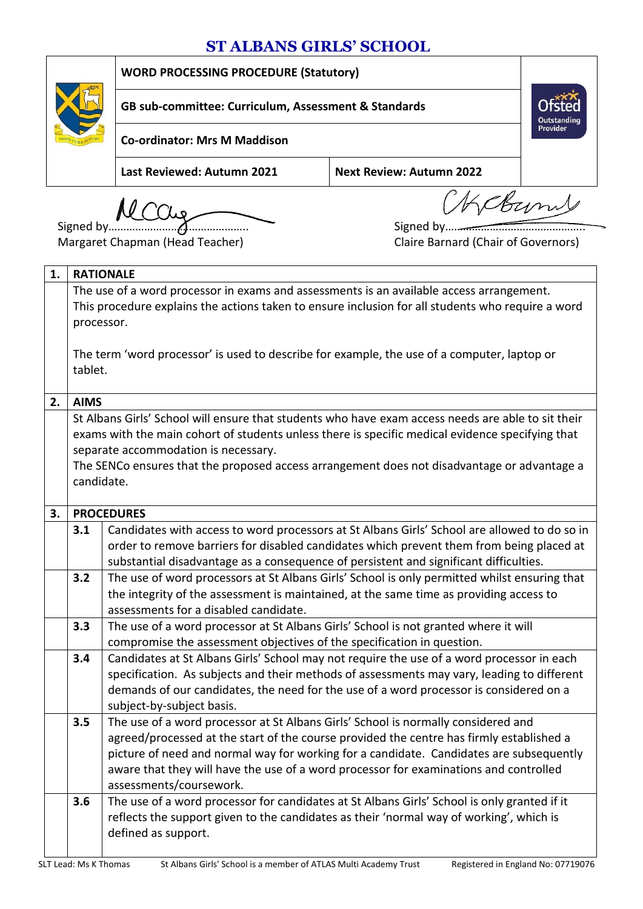# ST ALBANS GIRLS' SCHOOL

| | | |
|---|---|---|
| **WORD PROCESSING PROCEDURE (Statutory)** | | |
| **GB sub-committee: Curriculum, Assessment & Standards** | | |
| **Co-ordinator: Mrs M Maddison** | | |
| **Last Reviewed: Autumn 2021** | **Next Review: Autumn 2022** | |

Signed by……………………………………….
Margaret Chapman (Head Teacher)

Signed by……………………………………….
Claire Barnard (Chair of Governors)

| | | |
|---|---|---|
| **1.** | **RATIONALE** | |
| | The use of a word processor in exams and assessments is an available access arrangement. This procedure explains the actions taken to ensure inclusion for all students who require a word processor.<br><br>The term 'word processor' is used to describe for example, the use of a computer, laptop or tablet. | |
| **2.** | **AIMS** | |
| | St Albans Girls' School will ensure that students who have exam access needs are able to sit their exams with the main cohort of students unless there is specific medical evidence specifying that separate accommodation is necessary.<br>The SENCo ensures that the proposed access arrangement does not disadvantage or advantage a candidate. | |
| **3.** | **PROCEDURES** | |
| | **3.1** | Candidates with access to word processors at St Albans Girls' School are allowed to do so in order to remove barriers for disabled candidates which prevent them from being placed at substantial disadvantage as a consequence of persistent and significant difficulties. |
| | **3.2** | The use of word processors at St Albans Girls' School is only permitted whilst ensuring that the integrity of the assessment is maintained, at the same time as providing access to assessments for a disabled candidate. |
| | **3.3** | The use of a word processor at St Albans Girls' School is not granted where it will compromise the assessment objectives of the specification in question. |
| | **3.4** | Candidates at St Albans Girls' School may not require the use of a word processor in each specification. As subjects and their methods of assessments may vary, leading to different demands of our candidates, the need for the use of a word processor is considered on a subject-by-subject basis. |
| | **3.5** | The use of a word processor at St Albans Girls' School is normally considered and agreed/processed at the start of the course provided the centre has firmly established a picture of need and normal way for working for a candidate. Candidates are subsequently aware that they will have the use of a word processor for examinations and controlled assessments/coursework. |
| | **3.6** | The use of a word processor for candidates at St Albans Girls' School is only granted if it reflects the support given to the candidates as their 'normal way of working', which is defined as support. |

SLT Lead: Ms K Thomas — St Albans Girls' School is a member of ATLAS Multi Academy Trust — Registered in England No: 07719076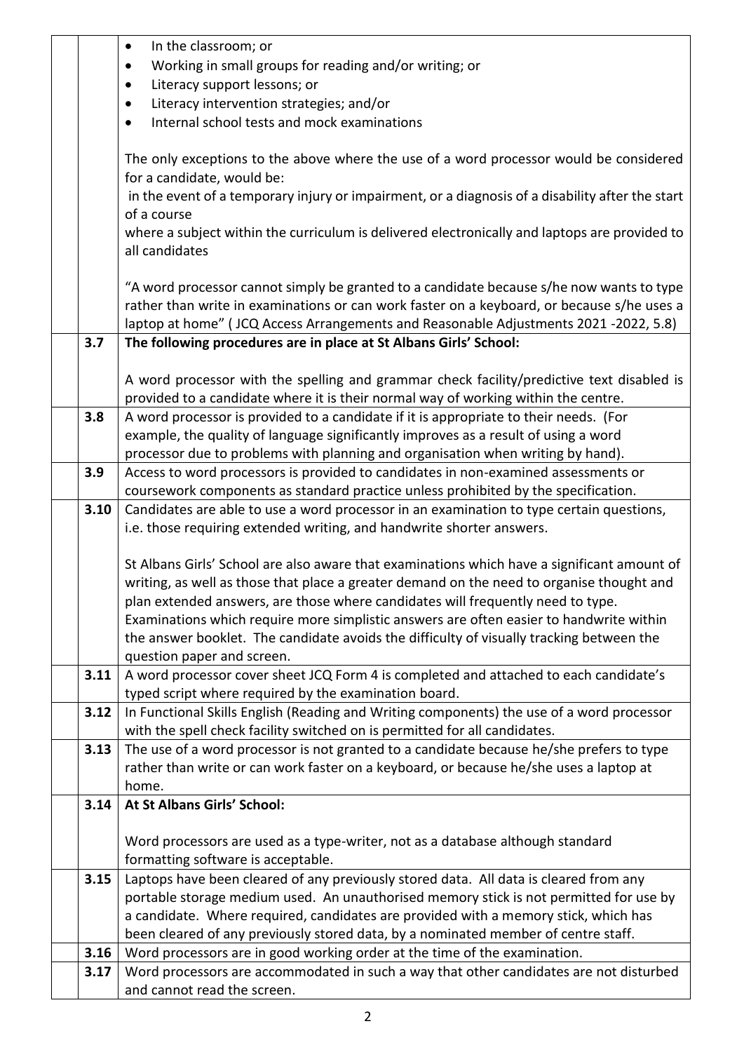| | | |
|---|---|---|
| | | • In the classroom; or<br>• Working in small groups for reading and/or writing; or<br>• Literacy support lessons; or<br>• Literacy intervention strategies; and/or<br>• Internal school tests and mock examinations<br><br>The only exceptions to the above where the use of a word processor would be considered for a candidate, would be:<br>in the event of a temporary injury or impairment, or a diagnosis of a disability after the start of a course<br>where a subject within the curriculum is delivered electronically and laptops are provided to all candidates<br><br>"A word processor cannot simply be granted to a candidate because s/he now wants to type rather than write in examinations or can work faster on a keyboard, or because s/he uses a laptop at home" ( JCQ Access Arrangements and Reasonable Adjustments 2021 -2022, 5.8) |
| | **3.7** | **The following procedures are in place at St Albans Girls' School:**<br><br>A word processor with the spelling and grammar check facility/predictive text disabled is provided to a candidate where it is their normal way of working within the centre. |
| | **3.8** | A word processor is provided to a candidate if it is appropriate to their needs. (For example, the quality of language significantly improves as a result of using a word processor due to problems with planning and organisation when writing by hand). |
| | **3.9** | Access to word processors is provided to candidates in non-examined assessments or coursework components as standard practice unless prohibited by the specification. |
| | **3.10** | Candidates are able to use a word processor in an examination to type certain questions, i.e. those requiring extended writing, and handwrite shorter answers.<br><br>St Albans Girls' School are also aware that examinations which have a significant amount of writing, as well as those that place a greater demand on the need to organise thought and plan extended answers, are those where candidates will frequently need to type. Examinations which require more simplistic answers are often easier to handwrite within the answer booklet. The candidate avoids the difficulty of visually tracking between the question paper and screen. |
| | **3.11** | A word processor cover sheet JCQ Form 4 is completed and attached to each candidate's typed script where required by the examination board. |
| | **3.12** | In Functional Skills English (Reading and Writing components) the use of a word processor with the spell check facility switched on is permitted for all candidates. |
| | **3.13** | The use of a word processor is not granted to a candidate because he/she prefers to type rather than write or can work faster on a keyboard, or because he/she uses a laptop at home. |
| | **3.14** | **At St Albans Girls' School:**<br><br>Word processors are used as a type-writer, not as a database although standard formatting software is acceptable. |
| | **3.15** | Laptops have been cleared of any previously stored data. All data is cleared from any portable storage medium used. An unauthorised memory stick is not permitted for use by a candidate. Where required, candidates are provided with a memory stick, which has been cleared of any previously stored data, by a nominated member of centre staff. |
| | **3.16** | Word processors are in good working order at the time of the examination. |
| | **3.17** | Word processors are accommodated in such a way that other candidates are not disturbed and cannot read the screen. |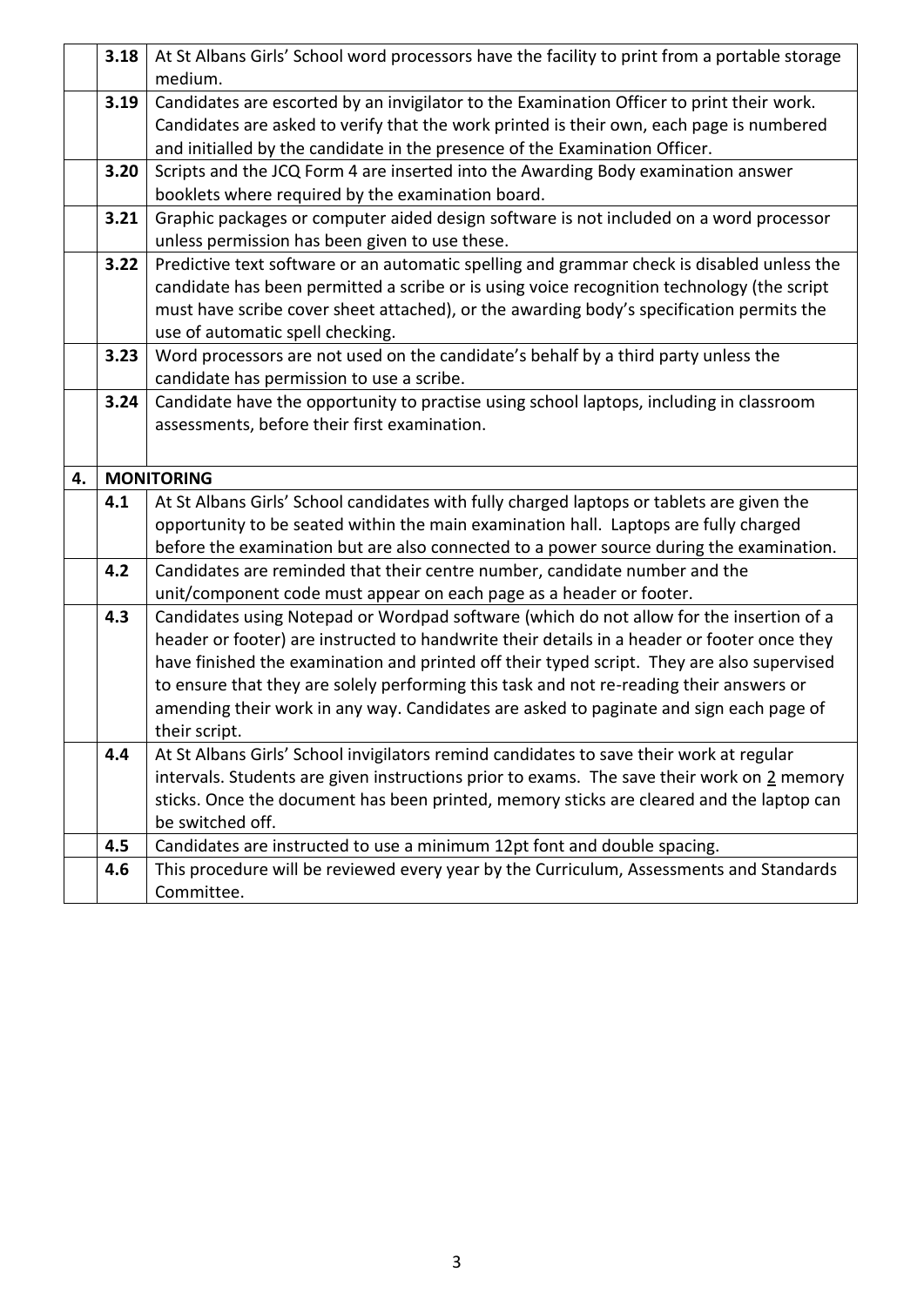| | | |
|---|---|---|
| | **3.18** | At St Albans Girls' School word processors have the facility to print from a portable storage medium. |
| | **3.19** | Candidates are escorted by an invigilator to the Examination Officer to print their work. Candidates are asked to verify that the work printed is their own, each page is numbered and initialled by the candidate in the presence of the Examination Officer. |
| | **3.20** | Scripts and the JCQ Form 4 are inserted into the Awarding Body examination answer booklets where required by the examination board. |
| | **3.21** | Graphic packages or computer aided design software is not included on a word processor unless permission has been given to use these. |
| | **3.22** | Predictive text software or an automatic spelling and grammar check is disabled unless the candidate has been permitted a scribe or is using voice recognition technology (the script must have scribe cover sheet attached), or the awarding body's specification permits the use of automatic spell checking. |
| | **3.23** | Word processors are not used on the candidate's behalf by a third party unless the candidate has permission to use a scribe. |
| | **3.24** | Candidate have the opportunity to practise using school laptops, including in classroom assessments, before their first examination. |
| **4.** | **MONITORING** | |
| | **4.1** | At St Albans Girls' School candidates with fully charged laptops or tablets are given the opportunity to be seated within the main examination hall. Laptops are fully charged before the examination but are also connected to a power source during the examination. |
| | **4.2** | Candidates are reminded that their centre number, candidate number and the unit/component code must appear on each page as a header or footer. |
| | **4.3** | Candidates using Notepad or Wordpad software (which do not allow for the insertion of a header or footer) are instructed to handwrite their details in a header or footer once they have finished the examination and printed off their typed script. They are also supervised to ensure that they are solely performing this task and not re-reading their answers or amending their work in any way. Candidates are asked to paginate and sign each page of their script. |
| | **4.4** | At St Albans Girls' School invigilators remind candidates to save their work at regular intervals. Students are given instructions prior to exams. The save their work on 2 memory sticks. Once the document has been printed, memory sticks are cleared and the laptop can be switched off. |
| | **4.5** | Candidates are instructed to use a minimum 12pt font and double spacing. |
| | **4.6** | This procedure will be reviewed every year by the Curriculum, Assessments and Standards Committee. |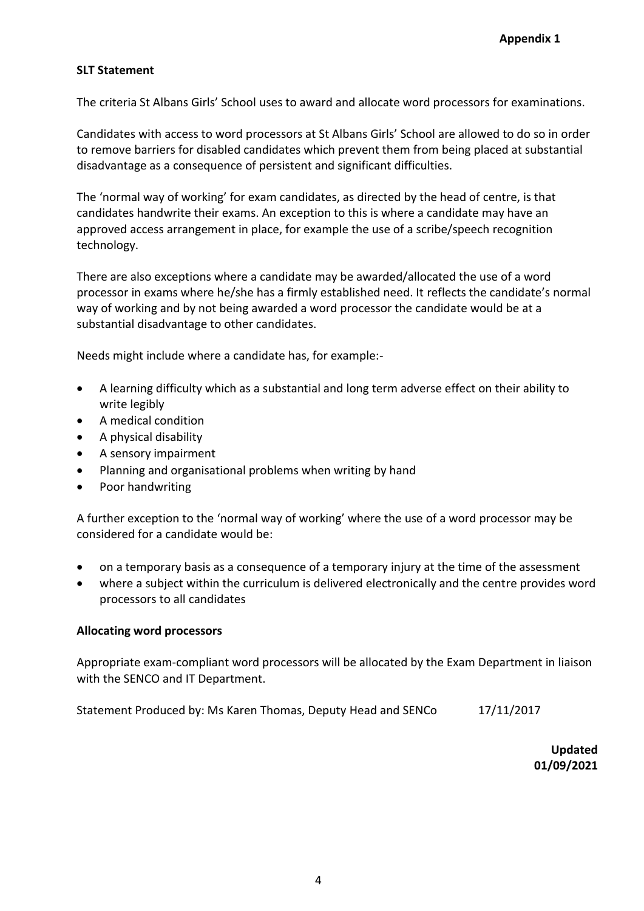**Appendix 1**

**SLT Statement**

The criteria St Albans Girls' School uses to award and allocate word processors for examinations.

Candidates with access to word processors at St Albans Girls' School are allowed to do so in order to remove barriers for disabled candidates which prevent them from being placed at substantial disadvantage as a consequence of persistent and significant difficulties.

The 'normal way of working' for exam candidates, as directed by the head of centre, is that candidates handwrite their exams. An exception to this is where a candidate may have an approved access arrangement in place, for example the use of a scribe/speech recognition technology.

There are also exceptions where a candidate may be awarded/allocated the use of a word processor in exams where he/she has a firmly established need. It reflects the candidate's normal way of working and by not being awarded a word processor the candidate would be at a substantial disadvantage to other candidates.

Needs might include where a candidate has, for example:-

- A learning difficulty which as a substantial and long term adverse effect on their ability to write legibly
- A medical condition
- A physical disability
- A sensory impairment
- Planning and organisational problems when writing by hand
- Poor handwriting

A further exception to the 'normal way of working' where the use of a word processor may be considered for a candidate would be:

- on a temporary basis as a consequence of a temporary injury at the time of the assessment
- where a subject within the curriculum is delivered electronically and the centre provides word processors to all candidates

**Allocating word processors**

Appropriate exam-compliant word processors will be allocated by the Exam Department in liaison with the SENCO and IT Department.

Statement Produced by: Ms Karen Thomas, Deputy Head and SENCo 17/11/2017

**Updated 01/09/2021**